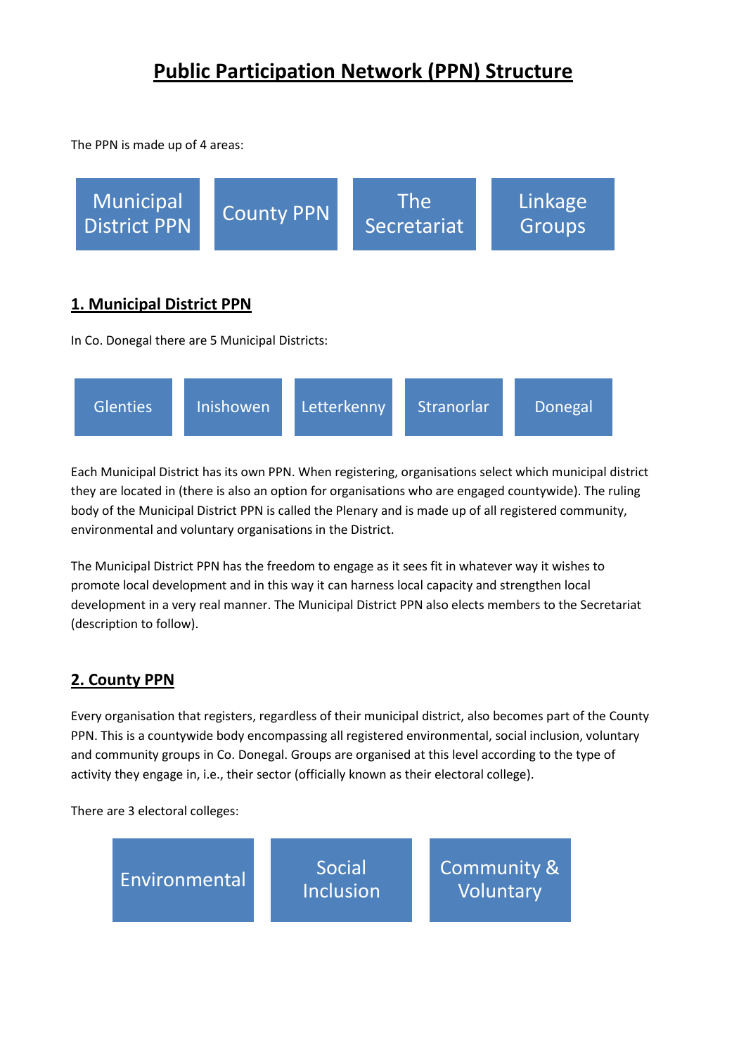# Public Participation Network (PPN) Structure

The PPN is made up of 4 areas:

- Municipal District PPN
- County PPN
- The Secretariat
- Linkage Groups

## 1. Municipal District PPN

In Co. Donegal there are 5 Municipal Districts:

- Glenties
- Inishowen
- Letterkenny
- Stranorlar
- Donegal

Each Municipal District has its own PPN. When registering, organisations select which municipal district they are located in (there is also an option for organisations who are engaged countywide). The ruling body of the Municipal District PPN is called the Plenary and is made up of all registered community, environmental and voluntary organisations in the District.

The Municipal District PPN has the freedom to engage as it sees fit in whatever way it wishes to promote local development and in this way it can harness local capacity and strengthen local development in a very real manner. The Municipal District PPN also elects members to the Secretariat (description to follow).

## 2. County PPN

Every organisation that registers, regardless of their municipal district, also becomes part of the County PPN. This is a countywide body encompassing all registered environmental, social inclusion, voluntary and community groups in Co. Donegal. Groups are organised at this level according to the type of activity they engage in, i.e., their sector (officially known as their electoral college).

There are 3 electoral colleges:

- Environmental
- Social Inclusion
- Community & Voluntary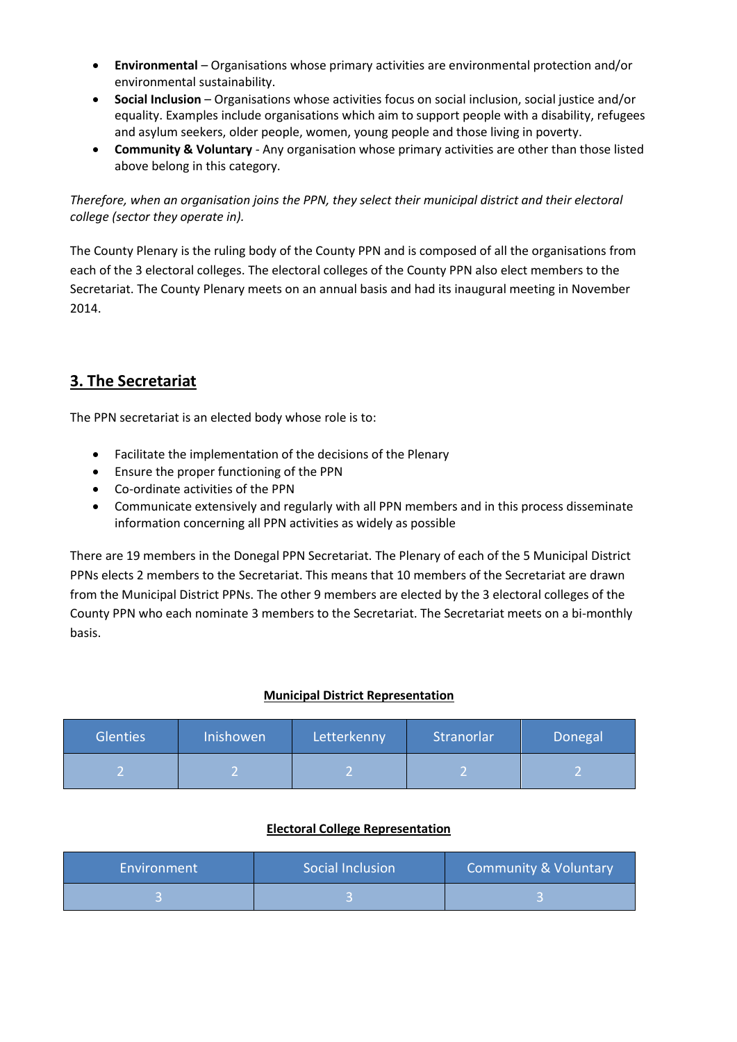- **Environmental** – Organisations whose primary activities are environmental protection and/or environmental sustainability.
- **Social Inclusion** – Organisations whose activities focus on social inclusion, social justice and/or equality. Examples include organisations which aim to support people with a disability, refugees and asylum seekers, older people, women, young people and those living in poverty.
- **Community & Voluntary** - Any organisation whose primary activities are other than those listed above belong in this category.

*Therefore, when an organisation joins the PPN, they select their municipal district and their electoral college (sector they operate in).*

The County Plenary is the ruling body of the County PPN and is composed of all the organisations from each of the 3 electoral colleges. The electoral colleges of the County PPN also elect members to the Secretariat. The County Plenary meets on an annual basis and had its inaugural meeting in November 2014.

## 3. The Secretariat

The PPN secretariat is an elected body whose role is to:

- Facilitate the implementation of the decisions of the Plenary
- Ensure the proper functioning of the PPN
- Co-ordinate activities of the PPN
- Communicate extensively and regularly with all PPN members and in this process disseminate information concerning all PPN activities as widely as possible

There are 19 members in the Donegal PPN Secretariat. The Plenary of each of the 5 Municipal District PPNs elects 2 members to the Secretariat. This means that 10 members of the Secretariat are drawn from the Municipal District PPNs. The other 9 members are elected by the 3 electoral colleges of the County PPN who each nominate 3 members to the Secretariat. The Secretariat meets on a bi-monthly basis.

**Municipal District Representation**

| Glenties | Inishowen | Letterkenny | Stranorlar | Donegal |
|---|---|---|---|---|
| 2 | 2 | 2 | 2 | 2 |

**Electoral College Representation**

| Environment | Social Inclusion | Community & Voluntary |
|---|---|---|
| 3 | 3 | 3 |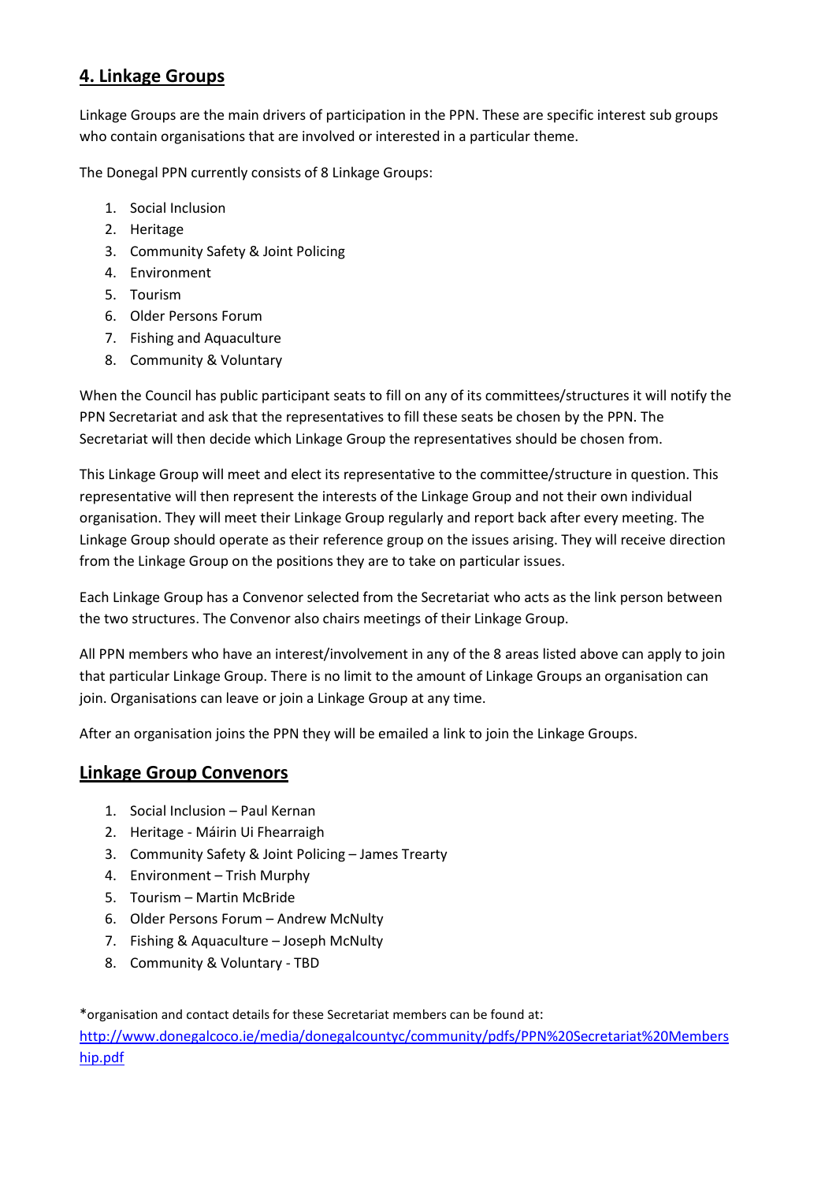## 4. Linkage Groups

Linkage Groups are the main drivers of participation in the PPN. These are specific interest sub groups who contain organisations that are involved or interested in a particular theme.

The Donegal PPN currently consists of 8 Linkage Groups:

1. Social Inclusion
2. Heritage
3. Community Safety & Joint Policing
4. Environment
5. Tourism
6. Older Persons Forum
7. Fishing and Aquaculture
8. Community & Voluntary

When the Council has public participant seats to fill on any of its committees/structures it will notify the PPN Secretariat and ask that the representatives to fill these seats be chosen by the PPN. The Secretariat will then decide which Linkage Group the representatives should be chosen from.

This Linkage Group will meet and elect its representative to the committee/structure in question. This representative will then represent the interests of the Linkage Group and not their own individual organisation. They will meet their Linkage Group regularly and report back after every meeting. The Linkage Group should operate as their reference group on the issues arising. They will receive direction from the Linkage Group on the positions they are to take on particular issues.

Each Linkage Group has a Convenor selected from the Secretariat who acts as the link person between the two structures. The Convenor also chairs meetings of their Linkage Group.

All PPN members who have an interest/involvement in any of the 8 areas listed above can apply to join that particular Linkage Group. There is no limit to the amount of Linkage Groups an organisation can join. Organisations can leave or join a Linkage Group at any time.

After an organisation joins the PPN they will be emailed a link to join the Linkage Groups.

## Linkage Group Convenors

1. Social Inclusion – Paul Kernan
2. Heritage - Máirin Ui Fhearraigh
3. Community Safety & Joint Policing – James Trearty
4. Environment – Trish Murphy
5. Tourism – Martin McBride
6. Older Persons Forum – Andrew McNulty
7. Fishing & Aquaculture – Joseph McNulty
8. Community & Voluntary - TBD

*organisation and contact details for these Secretariat members can be found at: http://www.donegalcoco.ie/media/donegalcountyc/community/pdfs/PPN%20Secretariat%20Membership.pdf